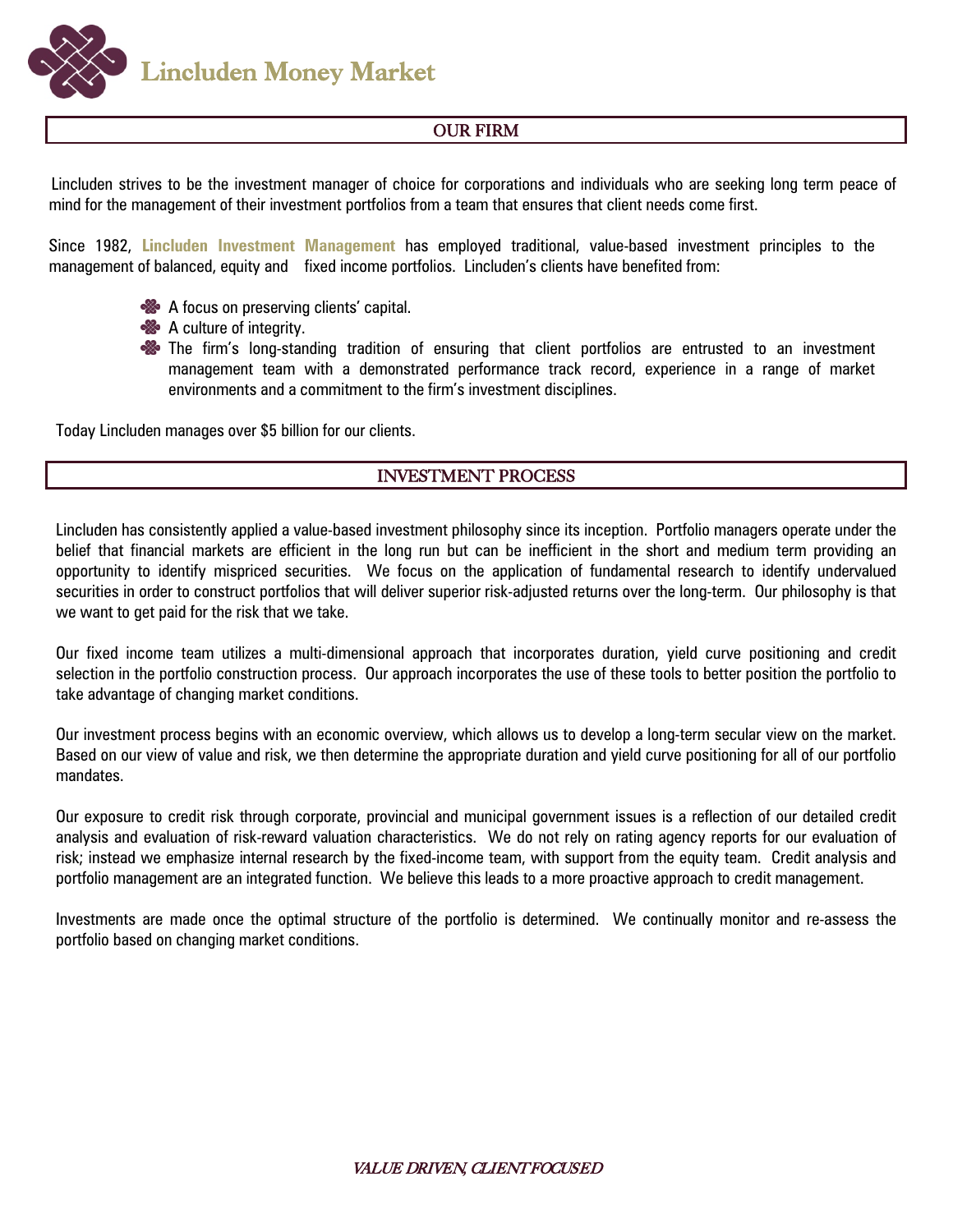# Lincluden Money Market

## OUR FIRM

Lincluden strives to be the investment manager of choice for corporations and individuals who are seeking long term peace of mind for the management of their investment portfolios from a team that ensures that client needs come first.

Since 1982, **Lincluden Investment Management** has employed traditional, value-based investment principles to the management of balanced, equity and fixed income portfolios. Lincluden's clients have benefited from:

- A focus on preserving clients' capital.
- A culture of integrity.
- The firm's long-standing tradition of ensuring that client portfolios are entrusted to an investment management team with a demonstrated performance track record, experience in a range of market environments and a commitment to the firm's investment disciplines.

Today Lincluden manages over $5 billion for our clients.

## INVESTMENT PROCESS

Lincluden has consistently applied a value-based investment philosophy since its inception. Portfolio managers operate under the belief that financial markets are efficient in the long run but can be inefficient in the short and medium term providing an opportunity to identify mispriced securities. We focus on the application of fundamental research to identify undervalued securities in order to construct portfolios that will deliver superior risk-adjusted returns over the long-term. Our philosophy is that we want to get paid for the risk that we take.

Our fixed income team utilizes a multi-dimensional approach that incorporates duration, yield curve positioning and credit selection in the portfolio construction process. Our approach incorporates the use of these tools to better position the portfolio to take advantage of changing market conditions.

Our investment process begins with an economic overview, which allows us to develop a long-term secular view on the market. Based on our view of value and risk, we then determine the appropriate duration and yield curve positioning for all of our portfolio mandates.

Our exposure to credit risk through corporate, provincial and municipal government issues is a reflection of our detailed credit analysis and evaluation of risk-reward valuation characteristics. We do not rely on rating agency reports for our evaluation of risk; instead we emphasize internal research by the fixed-income team, with support from the equity team. Credit analysis and portfolio management are an integrated function. We believe this leads to a more proactive approach to credit management.

Investments are made once the optimal structure of the portfolio is determined. We continually monitor and re-assess the portfolio based on changing market conditions.

*VALUE DRIVEN, CLIENT FOCUSED*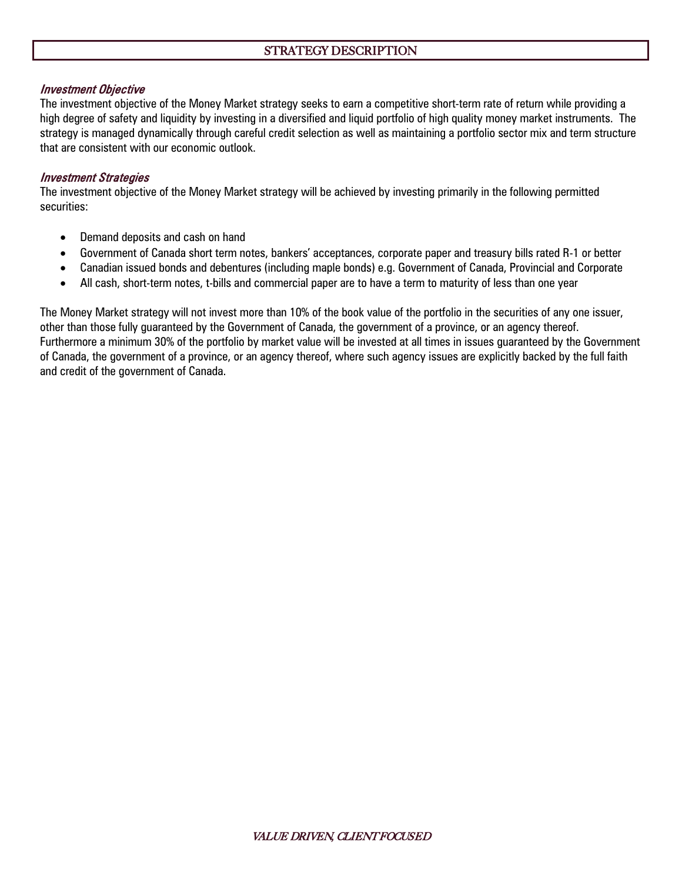## STRATEGY DESCRIPTION

### *Investment Objective*

The investment objective of the Money Market strategy seeks to earn a competitive short-term rate of return while providing a high degree of safety and liquidity by investing in a diversified and liquid portfolio of high quality money market instruments. The strategy is managed dynamically through careful credit selection as well as maintaining a portfolio sector mix and term structure that are consistent with our economic outlook.

### *Investment Strategies*

The investment objective of the Money Market strategy will be achieved by investing primarily in the following permitted securities:

- Demand deposits and cash on hand
- Government of Canada short term notes, bankers' acceptances, corporate paper and treasury bills rated R-1 or better
- Canadian issued bonds and debentures (including maple bonds) e.g. Government of Canada, Provincial and Corporate
- All cash, short-term notes, t-bills and commercial paper are to have a term to maturity of less than one year

The Money Market strategy will not invest more than 10% of the book value of the portfolio in the securities of any one issuer, other than those fully guaranteed by the Government of Canada, the government of a province, or an agency thereof. Furthermore a minimum 30% of the portfolio by market value will be invested at all times in issues guaranteed by the Government of Canada, the government of a province, or an agency thereof, where such agency issues are explicitly backed by the full faith and credit of the government of Canada.